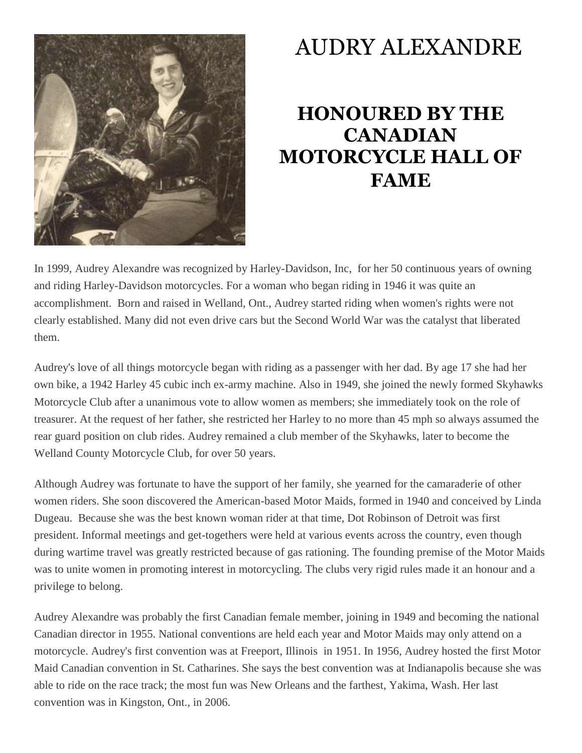# AUDRY ALEXANDRE

## HONOURED BY THE CANADIAN MOTORCYCLE HALL OF FAME

In 1999, Audrey Alexandre was recognized by Harley-Davidson, Inc, for her 50 continuous years of owning and riding Harley-Davidson motorcycles. For a woman who began riding in 1946 it was quite an accomplishment. Born and raised in Welland, Ont., Audrey started riding when women's rights were not clearly established. Many did not even drive cars but the Second World War was the catalyst that liberated them.

Audrey's love of all things motorcycle began with riding as a passenger with her dad. By age 17 she had her own bike, a 1942 Harley 45 cubic inch ex-army machine. Also in 1949, she joined the newly formed Skyhawks Motorcycle Club after a unanimous vote to allow women as members; she immediately took on the role of treasurer. At the request of her father, she restricted her Harley to no more than 45 mph so always assumed the rear guard position on club rides. Audrey remained a club member of the Skyhawks, later to become the Welland County Motorcycle Club, for over 50 years.

Although Audrey was fortunate to have the support of her family, she yearned for the camaraderie of other women riders. She soon discovered the American-based Motor Maids, formed in 1940 and conceived by Linda Dugeau. Because she was the best known woman rider at that time, Dot Robinson of Detroit was first president. Informal meetings and get-togethers were held at various events across the country, even though during wartime travel was greatly restricted because of gas rationing. The founding premise of the Motor Maids was to unite women in promoting interest in motorcycling. The clubs very rigid rules made it an honour and a privilege to belong.

Audrey Alexandre was probably the first Canadian female member, joining in 1949 and becoming the national Canadian director in 1955. National conventions are held each year and Motor Maids may only attend on a motorcycle. Audrey's first convention was at Freeport, Illinois in 1951. In 1956, Audrey hosted the first Motor Maid Canadian convention in St. Catharines. She says the best convention was at Indianapolis because she was able to ride on the race track; the most fun was New Orleans and the farthest, Yakima, Wash. Her last convention was in Kingston, Ont., in 2006.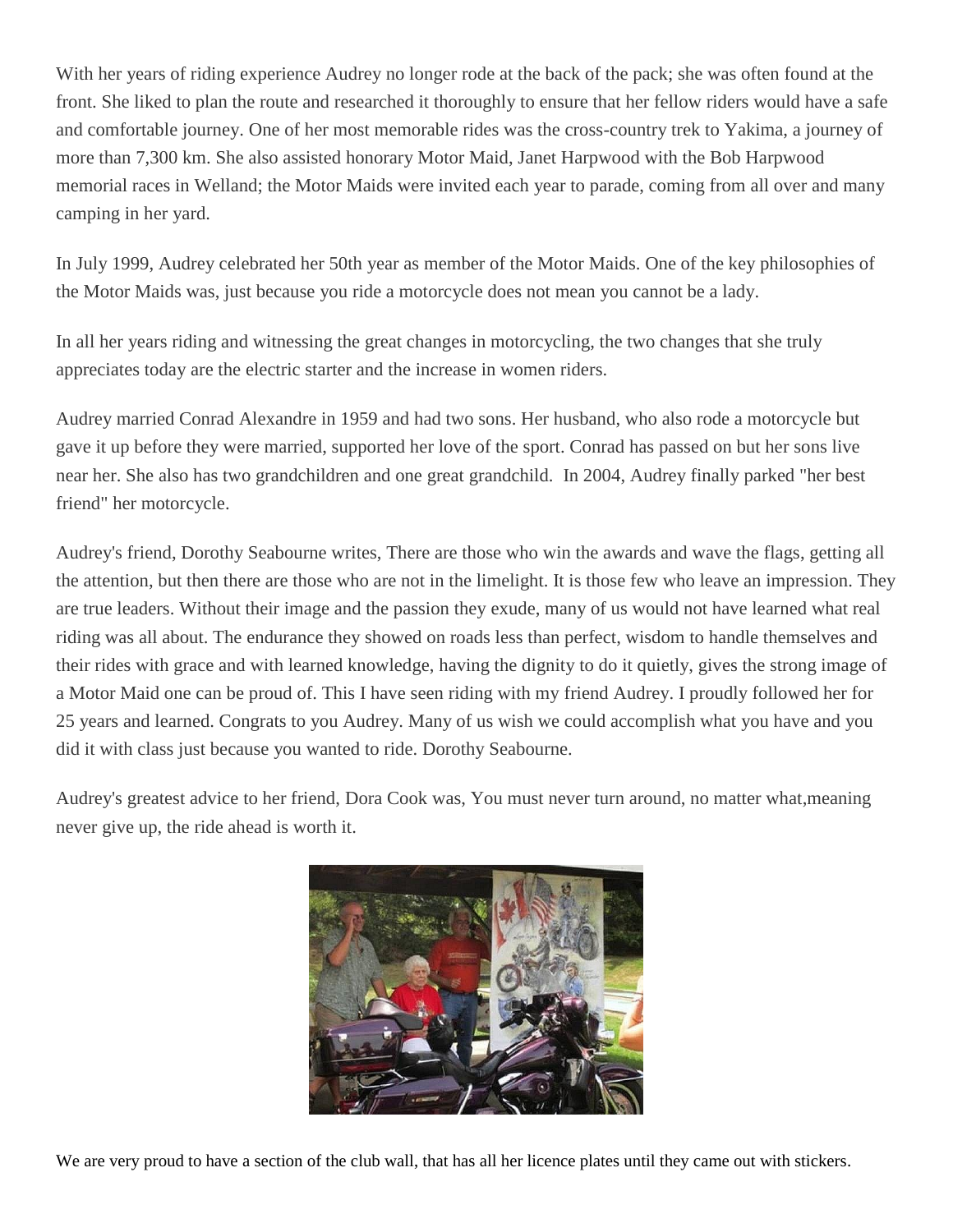With her years of riding experience Audrey no longer rode at the back of the pack; she was often found at the front. She liked to plan the route and researched it thoroughly to ensure that her fellow riders would have a safe and comfortable journey. One of her most memorable rides was the cross-country trek to Yakima, a journey of more than 7,300 km. She also assisted honorary Motor Maid, Janet Harpwood with the Bob Harpwood memorial races in Welland; the Motor Maids were invited each year to parade, coming from all over and many camping in her yard.

In July 1999, Audrey celebrated her 50th year as member of the Motor Maids. One of the key philosophies of the Motor Maids was, just because you ride a motorcycle does not mean you cannot be a lady.

In all her years riding and witnessing the great changes in motorcycling, the two changes that she truly appreciates today are the electric starter and the increase in women riders.

Audrey married Conrad Alexandre in 1959 and had two sons. Her husband, who also rode a motorcycle but gave it up before they were married, supported her love of the sport. Conrad has passed on but her sons live near her. She also has two grandchildren and one great grandchild. In 2004, Audrey finally parked "her best friend" her motorcycle.

Audrey's friend, Dorothy Seabourne writes, There are those who win the awards and wave the flags, getting all the attention, but then there are those who are not in the limelight. It is those few who leave an impression. They are true leaders. Without their image and the passion they exude, many of us would not have learned what real riding was all about. The endurance they showed on roads less than perfect, wisdom to handle themselves and their rides with grace and with learned knowledge, having the dignity to do it quietly, gives the strong image of a Motor Maid one can be proud of. This I have seen riding with my friend Audrey. I proudly followed her for 25 years and learned. Congrats to you Audrey. Many of us wish we could accomplish what you have and you did it with class just because you wanted to ride. Dorothy Seabourne.

Audrey's greatest advice to her friend, Dora Cook was, You must never turn around, no matter what,meaning never give up, the ride ahead is worth it.

We are very proud to have a section of the club wall, that has all her licence plates until they came out with stickers.